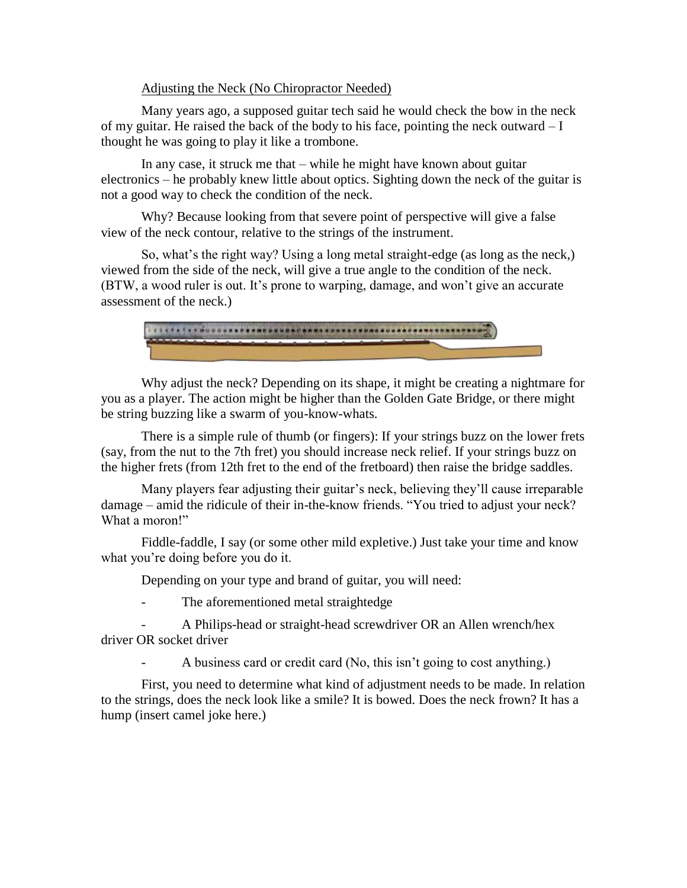Adjusting the Neck (No Chiropractor Needed)

Many years ago, a supposed guitar tech said he would check the bow in the neck of my guitar. He raised the back of the body to his face, pointing the neck outward – I thought he was going to play it like a trombone.

In any case, it struck me that – while he might have known about guitar electronics – he probably knew little about optics. Sighting down the neck of the guitar is not a good way to check the condition of the neck.

Why? Because looking from that severe point of perspective will give a false view of the neck contour, relative to the strings of the instrument.

So, what's the right way? Using a long metal straight-edge (as long as the neck,) viewed from the side of the neck, will give a true angle to the condition of the neck. (BTW, a wood ruler is out. It's prone to warping, damage, and won't give an accurate assessment of the neck.)

Why adjust the neck? Depending on its shape, it might be creating a nightmare for you as a player. The action might be higher than the Golden Gate Bridge, or there might be string buzzing like a swarm of you-know-whats.

There is a simple rule of thumb (or fingers): If your strings buzz on the lower frets (say, from the nut to the 7th fret) you should increase neck relief. If your strings buzz on the higher frets (from 12th fret to the end of the fretboard) then raise the bridge saddles.

Many players fear adjusting their guitar's neck, believing they'll cause irreparable damage – amid the ridicule of their in-the-know friends. "You tried to adjust your neck? What a moron!"

Fiddle-faddle, I say (or some other mild expletive.) Just take your time and know what you're doing before you do it.

Depending on your type and brand of guitar, you will need:

- The aforementioned metal straightedge
- A Philips-head or straight-head screwdriver OR an Allen wrench/hex driver OR socket driver
- A business card or credit card (No, this isn't going to cost anything.)

First, you need to determine what kind of adjustment needs to be made. In relation to the strings, does the neck look like a smile? It is bowed. Does the neck frown? It has a hump (insert camel joke here.)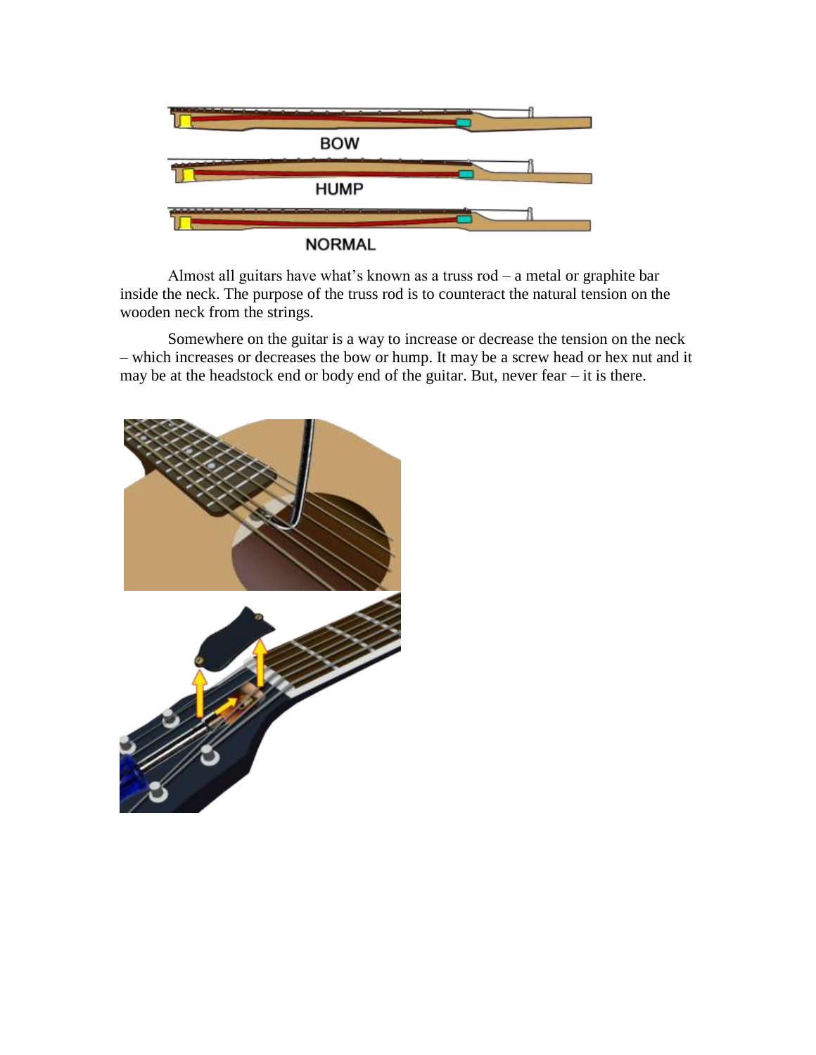Almost all guitars have what's known as a truss rod – a metal or graphite bar inside the neck. The purpose of the truss rod is to counteract the natural tension on the wooden neck from the strings.

Somewhere on the guitar is a way to increase or decrease the tension on the neck – which increases or decreases the bow or hump. It may be a screw head or hex nut and it may be at the headstock end or body end of the guitar. But, never fear – it is there.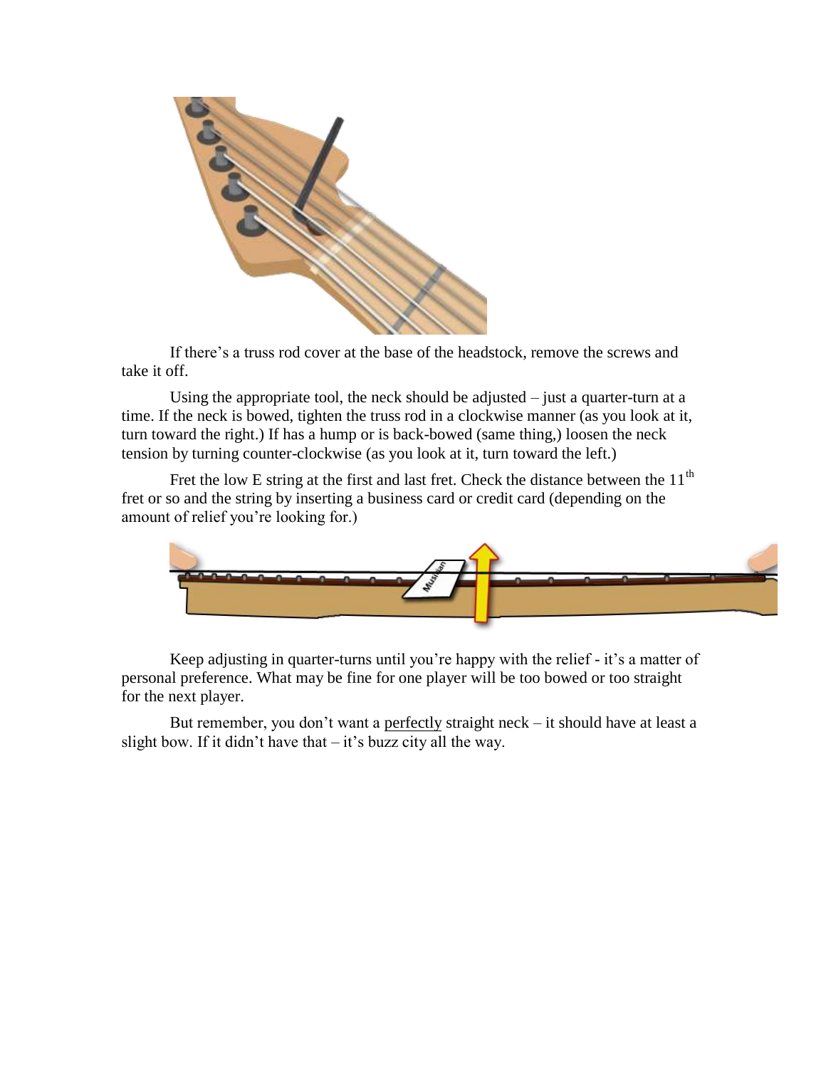If there's a truss rod cover at the base of the headstock, remove the screws and take it off.

Using the appropriate tool, the neck should be adjusted – just a quarter-turn at a time. If the neck is bowed, tighten the truss rod in a clockwise manner (as you look at it, turn toward the right.) If has a hump or is back-bowed (same thing,) loosen the neck tension by turning counter-clockwise (as you look at it, turn toward the left.)

Fret the low E string at the first and last fret. Check the distance between the 11th fret or so and the string by inserting a business card or credit card (depending on the amount of relief you're looking for.)

Keep adjusting in quarter-turns until you're happy with the relief - it's a matter of personal preference. What may be fine for one player will be too bowed or too straight for the next player.

But remember, you don't want a perfectly straight neck – it should have at least a slight bow. If it didn't have that – it's buzz city all the way.